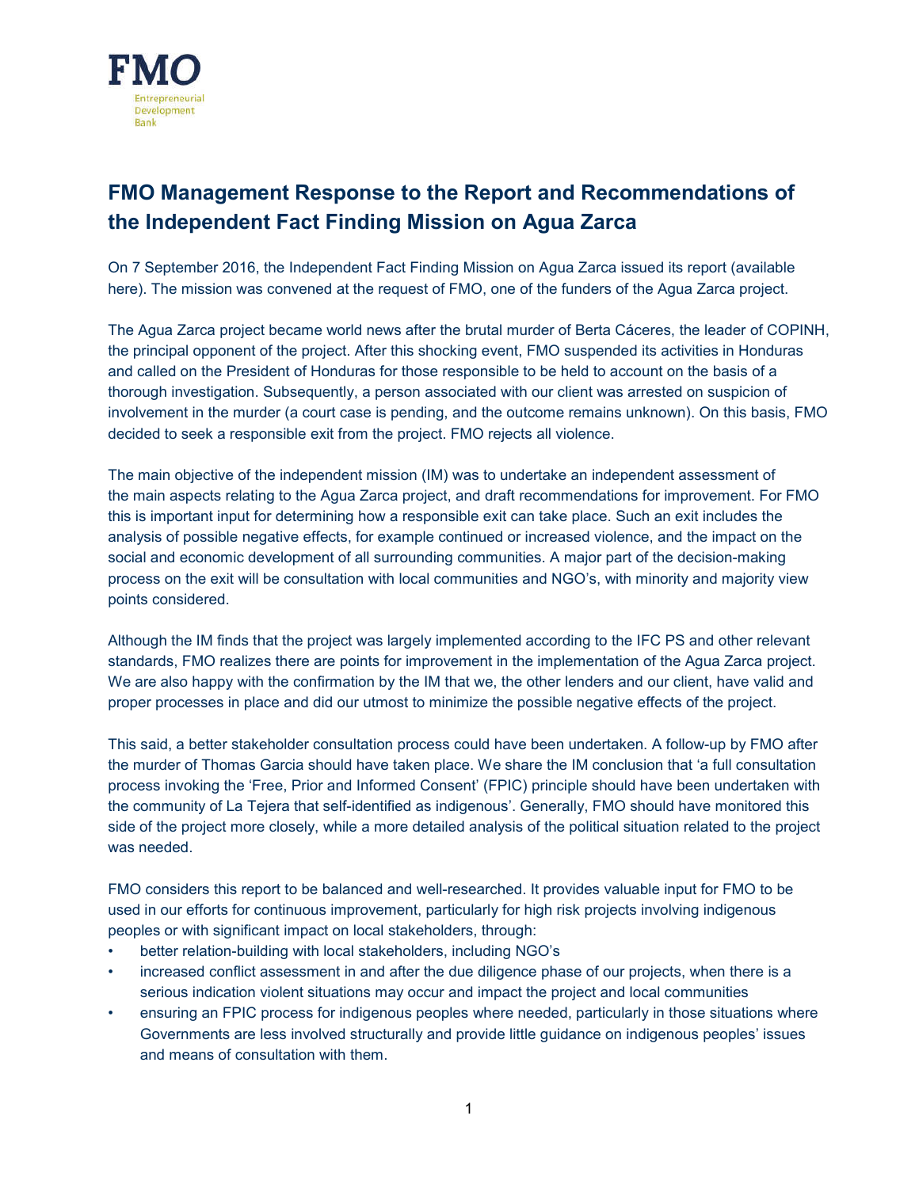FMO

Entrepreneurial Development Bank

# FMO Management Response to the Report and Recommendations of the Independent Fact Finding Mission on Agua Zarca

On 7 September 2016, the Independent Fact Finding Mission on Agua Zarca issued its report (available here). The mission was convened at the request of FMO, one of the funders of the Agua Zarca project.

The Agua Zarca project became world news after the brutal murder of Berta Cáceres, the leader of COPINH, the principal opponent of the project. After this shocking event, FMO suspended its activities in Honduras and called on the President of Honduras for those responsible to be held to account on the basis of a thorough investigation. Subsequently, a person associated with our client was arrested on suspicion of involvement in the murder (a court case is pending, and the outcome remains unknown). On this basis, FMO decided to seek a responsible exit from the project. FMO rejects all violence.

The main objective of the independent mission (IM) was to undertake an independent assessment of the main aspects relating to the Agua Zarca project, and draft recommendations for improvement. For FMO this is important input for determining how a responsible exit can take place. Such an exit includes the analysis of possible negative effects, for example continued or increased violence, and the impact on the social and economic development of all surrounding communities. A major part of the decision-making process on the exit will be consultation with local communities and NGO's, with minority and majority view points considered.

Although the IM finds that the project was largely implemented according to the IFC PS and other relevant standards, FMO realizes there are points for improvement in the implementation of the Agua Zarca project. We are also happy with the confirmation by the IM that we, the other lenders and our client, have valid and proper processes in place and did our utmost to minimize the possible negative effects of the project.

This said, a better stakeholder consultation process could have been undertaken. A follow-up by FMO after the murder of Thomas Garcia should have taken place. We share the IM conclusion that 'a full consultation process invoking the 'Free, Prior and Informed Consent' (FPIC) principle should have been undertaken with the community of La Tejera that self-identified as indigenous'. Generally, FMO should have monitored this side of the project more closely, while a more detailed analysis of the political situation related to the project was needed.

FMO considers this report to be balanced and well-researched. It provides valuable input for FMO to be used in our efforts for continuous improvement, particularly for high risk projects involving indigenous peoples or with significant impact on local stakeholders, through:

- better relation-building with local stakeholders, including NGO's
- increased conflict assessment in and after the due diligence phase of our projects, when there is a serious indication violent situations may occur and impact the project and local communities
- ensuring an FPIC process for indigenous peoples where needed, particularly in those situations where Governments are less involved structurally and provide little guidance on indigenous peoples' issues and means of consultation with them.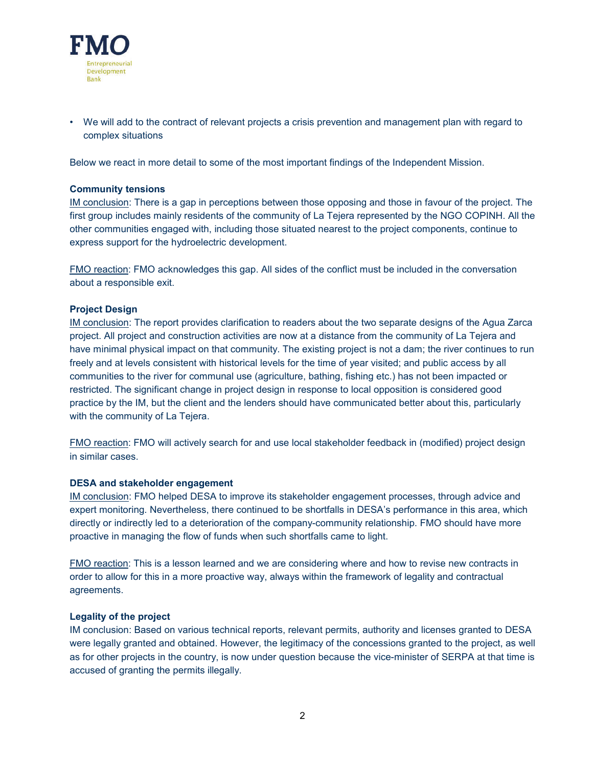- We will add to the contract of relevant projects a crisis prevention and management plan with regard to complex situations

Below we react in more detail to some of the most important findings of the Independent Mission.

**Community tensions**

IM conclusion: There is a gap in perceptions between those opposing and those in favour of the project. The first group includes mainly residents of the community of La Tejera represented by the NGO COPINH. All the other communities engaged with, including those situated nearest to the project components, continue to express support for the hydroelectric development.

FMO reaction: FMO acknowledges this gap. All sides of the conflict must be included in the conversation about a responsible exit.

**Project Design**

IM conclusion: The report provides clarification to readers about the two separate designs of the Agua Zarca project. All project and construction activities are now at a distance from the community of La Tejera and have minimal physical impact on that community. The existing project is not a dam; the river continues to run freely and at levels consistent with historical levels for the time of year visited; and public access by all communities to the river for communal use (agriculture, bathing, fishing etc.) has not been impacted or restricted. The significant change in project design in response to local opposition is considered good practice by the IM, but the client and the lenders should have communicated better about this, particularly with the community of La Tejera.

FMO reaction: FMO will actively search for and use local stakeholder feedback in (modified) project design in similar cases.

**DESA and stakeholder engagement**

IM conclusion: FMO helped DESA to improve its stakeholder engagement processes, through advice and expert monitoring. Nevertheless, there continued to be shortfalls in DESA's performance in this area, which directly or indirectly led to a deterioration of the company-community relationship. FMO should have more proactive in managing the flow of funds when such shortfalls came to light.

FMO reaction: This is a lesson learned and we are considering where and how to revise new contracts in order to allow for this in a more proactive way, always within the framework of legality and contractual agreements.

**Legality of the project**

IM conclusion: Based on various technical reports, relevant permits, authority and licenses granted to DESA were legally granted and obtained. However, the legitimacy of the concessions granted to the project, as well as for other projects in the country, is now under question because the vice-minister of SERPA at that time is accused of granting the permits illegally.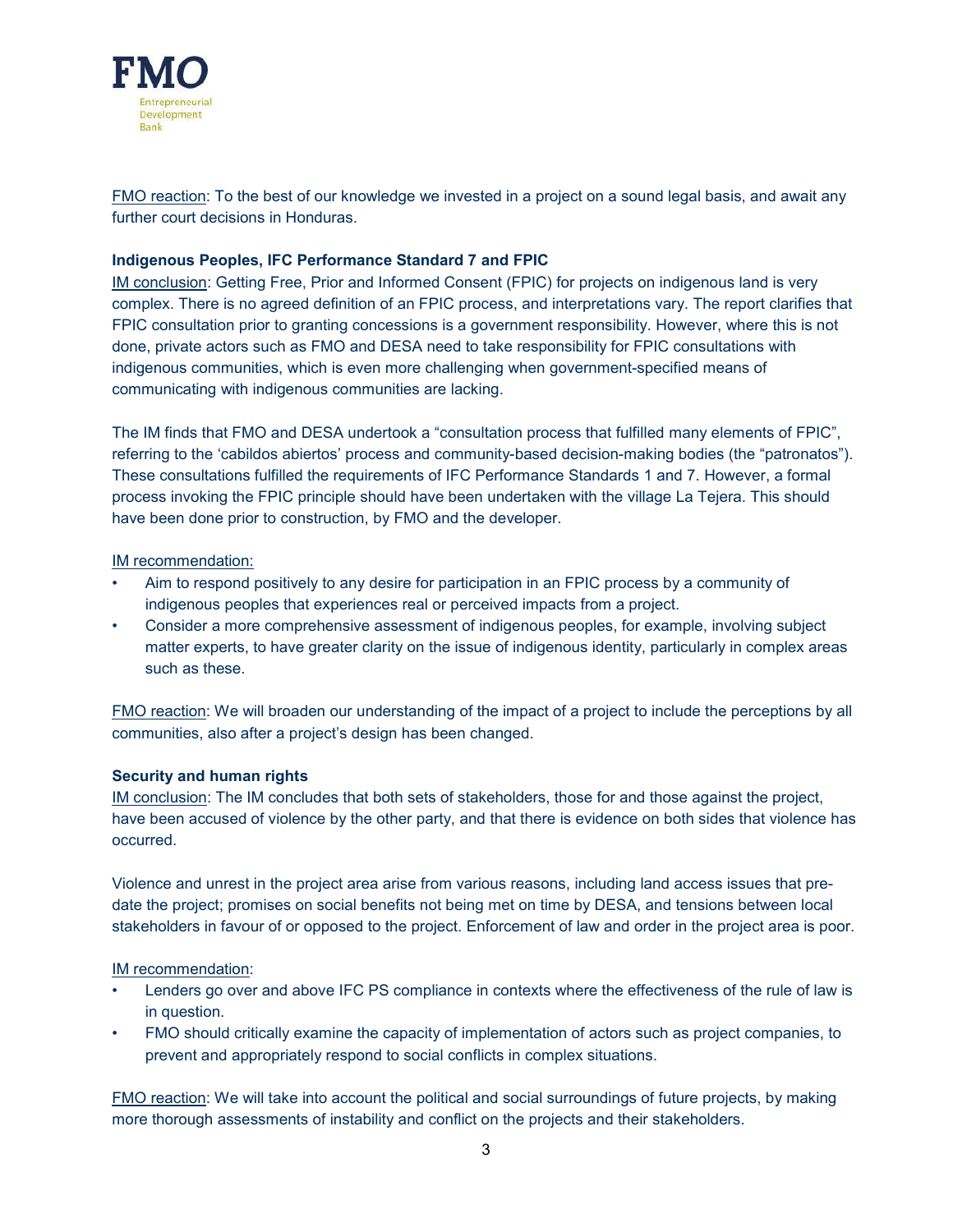FMO reaction: To the best of our knowledge we invested in a project on a sound legal basis, and await any further court decisions in Honduras.

**Indigenous Peoples, IFC Performance Standard 7 and FPIC**

IM conclusion: Getting Free, Prior and Informed Consent (FPIC) for projects on indigenous land is very complex. There is no agreed definition of an FPIC process, and interpretations vary. The report clarifies that FPIC consultation prior to granting concessions is a government responsibility. However, where this is not done, private actors such as FMO and DESA need to take responsibility for FPIC consultations with indigenous communities, which is even more challenging when government-specified means of communicating with indigenous communities are lacking.

The IM finds that FMO and DESA undertook a "consultation process that fulfilled many elements of FPIC", referring to the 'cabildos abiertos' process and community-based decision-making bodies (the "patronatos"). These consultations fulfilled the requirements of IFC Performance Standards 1 and 7. However, a formal process invoking the FPIC principle should have been undertaken with the village La Tejera. This should have been done prior to construction, by FMO and the developer.

IM recommendation:

- Aim to respond positively to any desire for participation in an FPIC process by a community of indigenous peoples that experiences real or perceived impacts from a project.
- Consider a more comprehensive assessment of indigenous peoples, for example, involving subject matter experts, to have greater clarity on the issue of indigenous identity, particularly in complex areas such as these.

FMO reaction: We will broaden our understanding of the impact of a project to include the perceptions by all communities, also after a project's design has been changed.

**Security and human rights**

IM conclusion: The IM concludes that both sets of stakeholders, those for and those against the project, have been accused of violence by the other party, and that there is evidence on both sides that violence has occurred.

Violence and unrest in the project area arise from various reasons, including land access issues that pre-date the project; promises on social benefits not being met on time by DESA, and tensions between local stakeholders in favour of or opposed to the project. Enforcement of law and order in the project area is poor.

IM recommendation:

- Lenders go over and above IFC PS compliance in contexts where the effectiveness of the rule of law is in question.
- FMO should critically examine the capacity of implementation of actors such as project companies, to prevent and appropriately respond to social conflicts in complex situations.

FMO reaction: We will take into account the political and social surroundings of future projects, by making more thorough assessments of instability and conflict on the projects and their stakeholders.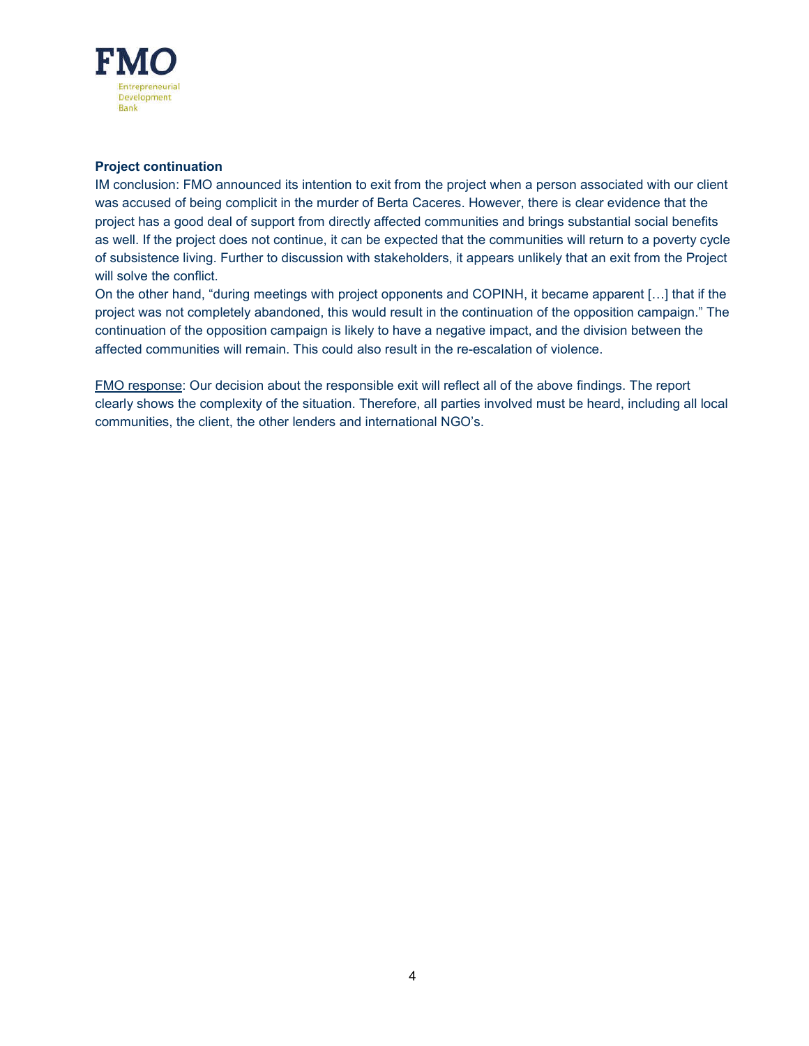**Project continuation**

IM conclusion: FMO announced its intention to exit from the project when a person associated with our client was accused of being complicit in the murder of Berta Caceres. However, there is clear evidence that the project has a good deal of support from directly affected communities and brings substantial social benefits as well. If the project does not continue, it can be expected that the communities will return to a poverty cycle of subsistence living. Further to discussion with stakeholders, it appears unlikely that an exit from the Project will solve the conflict.

On the other hand, "during meetings with project opponents and COPINH, it became apparent […] that if the project was not completely abandoned, this would result in the continuation of the opposition campaign." The continuation of the opposition campaign is likely to have a negative impact, and the division between the affected communities will remain. This could also result in the re-escalation of violence.

<u>FMO response</u>: Our decision about the responsible exit will reflect all of the above findings. The report clearly shows the complexity of the situation. Therefore, all parties involved must be heard, including all local communities, the client, the other lenders and international NGO's.